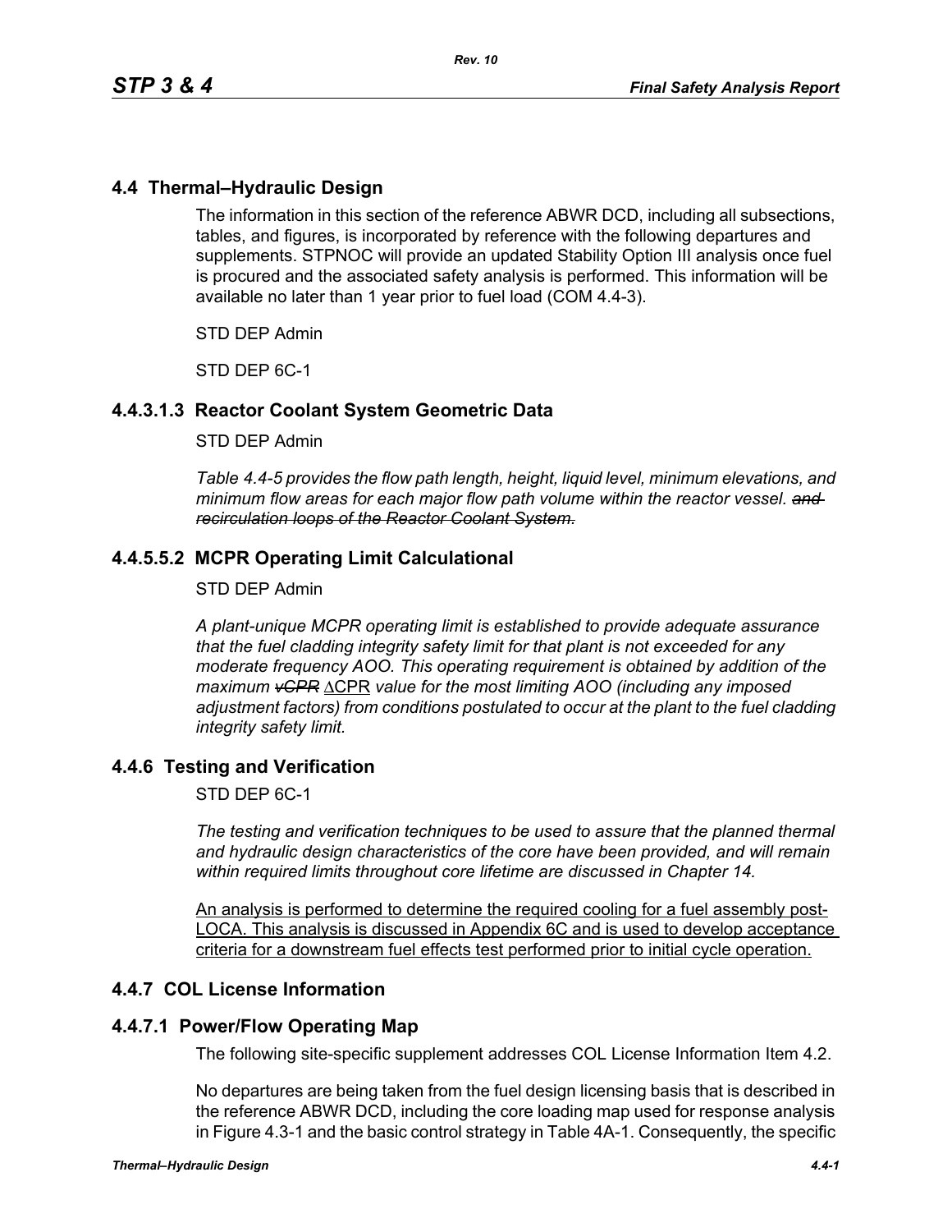## 4.4 Thermal–Hydraulic Design

The information in this section of the reference ABWR DCD, including all subsections, tables, and figures, is incorporated by reference with the following departures and supplements. STPNOC will provide an updated Stability Option III analysis once fuel is procured and the associated safety analysis is performed. This information will be available no later than 1 year prior to fuel load (COM 4.4-3).

STD DEP Admin

STD DEP 6C-1

### 4.4.3.1.3 Reactor Coolant System Geometric Data

STD DEP Admin

*Table 4.4-5 provides the flow path length, height, liquid level, minimum elevations, and minimum flow areas for each major flow path volume within the reactor vessel.* ~~*and recirculation loops of the Reactor Coolant System.*~~

### 4.4.5.5.2 MCPR Operating Limit Calculational

STD DEP Admin

*A plant-unique MCPR operating limit is established to provide adequate assurance that the fuel cladding integrity safety limit for that plant is not exceeded for any moderate frequency AOO. This operating requirement is obtained by addition of the maximum* ~~*vCPR*~~ <u>ΔCPR</u> *value for the most limiting AOO (including any imposed adjustment factors) from conditions postulated to occur at the plant to the fuel cladding integrity safety limit.*

## 4.4.6 Testing and Verification

STD DEP 6C-1

*The testing and verification techniques to be used to assure that the planned thermal and hydraulic design characteristics of the core have been provided, and will remain within required limits throughout core lifetime are discussed in Chapter 14.*

<u>An analysis is performed to determine the required cooling for a fuel assembly post-LOCA. This analysis is discussed in Appendix 6C and is used to develop acceptance criteria for a downstream fuel effects test performed prior to initial cycle operation.</u>

## 4.4.7 COL License Information

### 4.4.7.1 Power/Flow Operating Map

The following site-specific supplement addresses COL License Information Item 4.2.

No departures are being taken from the fuel design licensing basis that is described in the reference ABWR DCD, including the core loading map used for response analysis in Figure 4.3-1 and the basic control strategy in Table 4A-1. Consequently, the specific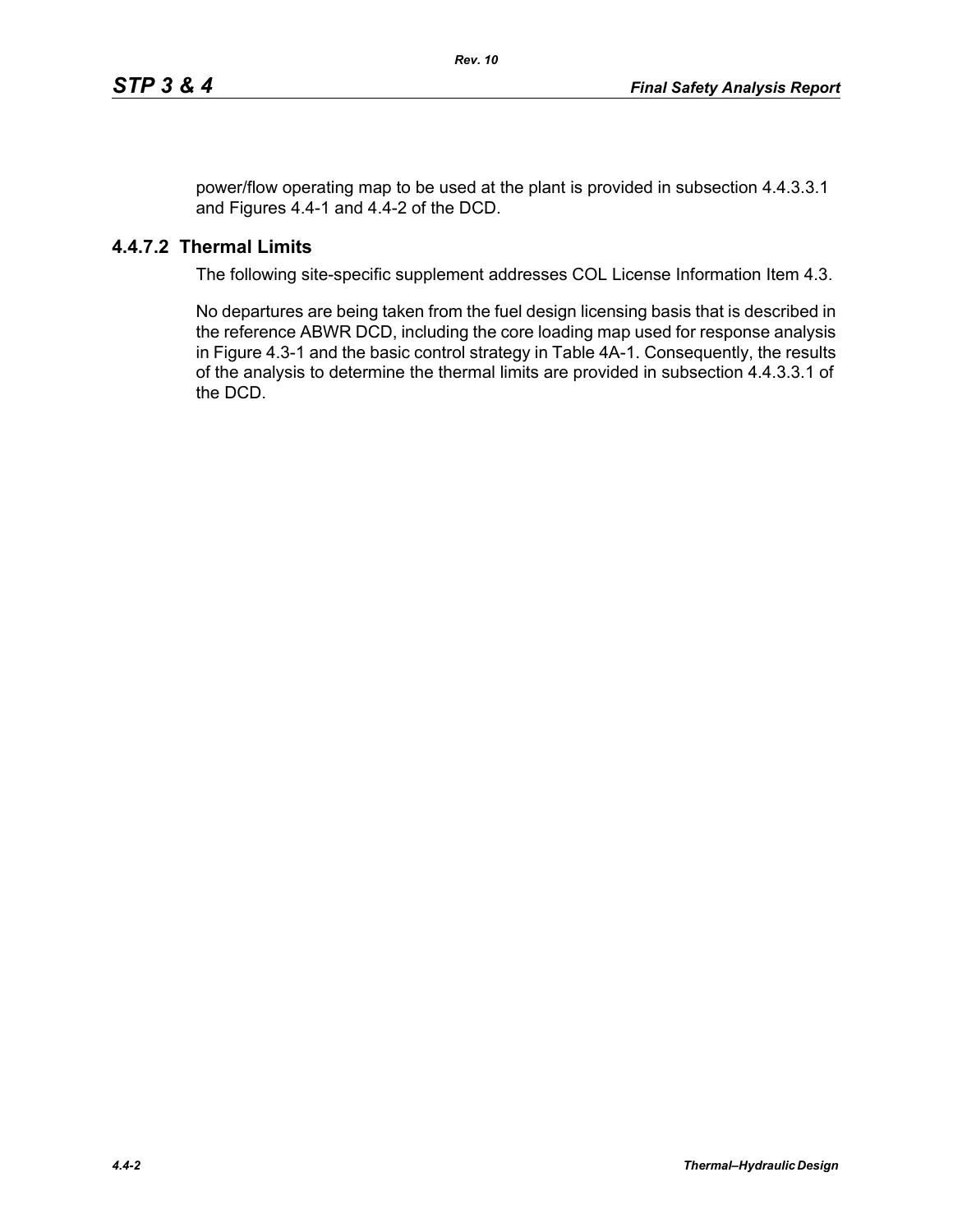power/flow operating map to be used at the plant is provided in subsection 4.4.3.3.1 and Figures 4.4-1 and 4.4-2 of the DCD.

### 4.4.7.2 Thermal Limits

The following site-specific supplement addresses COL License Information Item 4.3.

No departures are being taken from the fuel design licensing basis that is described in the reference ABWR DCD, including the core loading map used for response analysis in Figure 4.3-1 and the basic control strategy in Table 4A-1. Consequently, the results of the analysis to determine the thermal limits are provided in subsection 4.4.3.3.1 of the DCD.